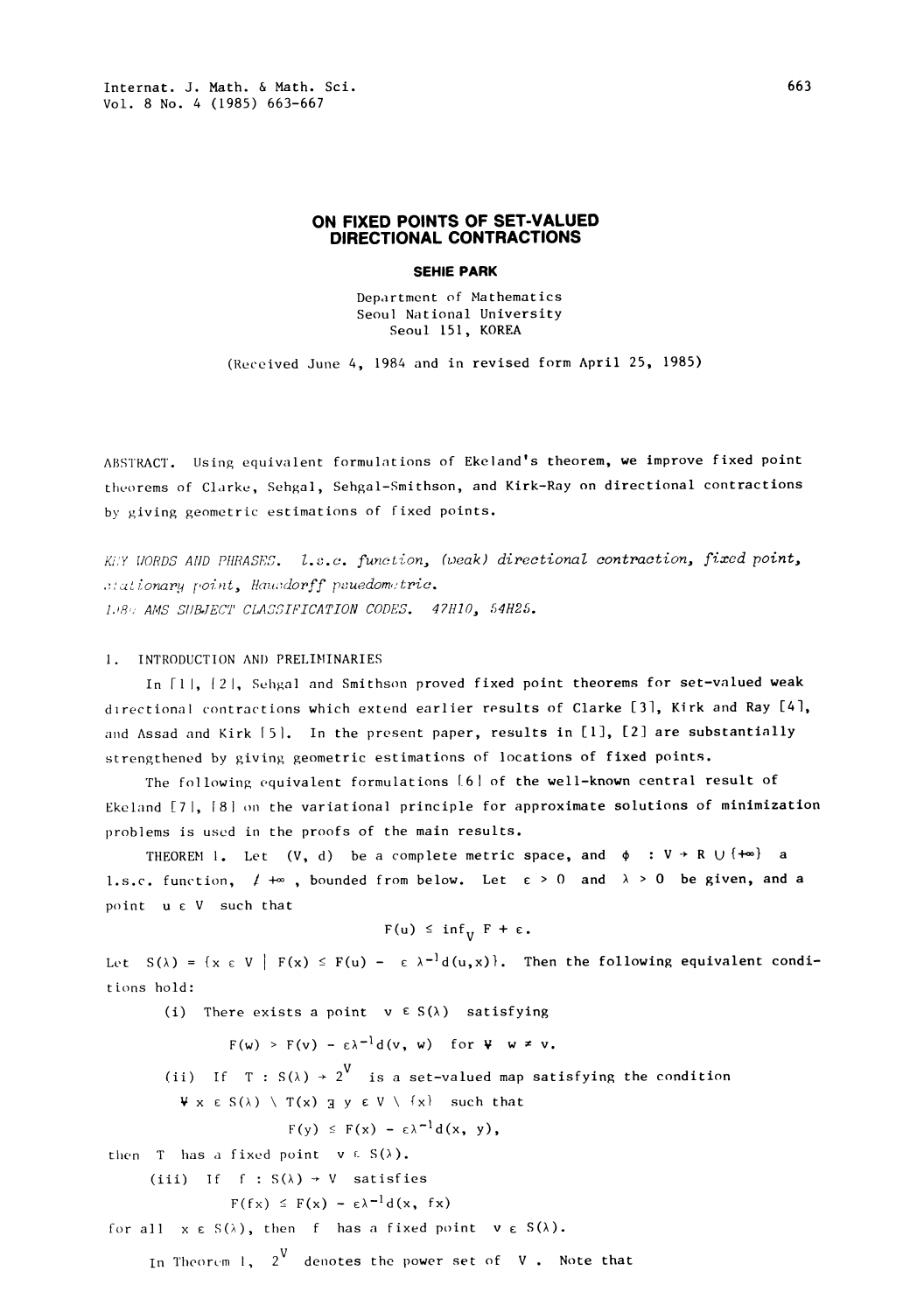# ON FIXED POINTS OF SET-VALUED DIRECTIONAL CONTRACTIONS

**SEHIE PARK**

Department of Mathematics
Seoul National University
Seoul 151, KOREA

(Received June 4, 1984 and in revised form April 25, 1985)

ABSTRACT. Using equivalent formulations of Ekeland's theorem, we improve fixed point theorems of Clarke, Sehgal, Sehgal-Smithson, and Kirk-Ray on directional contractions by giving geometric estimations of fixed points.

KEY WORDS AND PHRASES. *l.s.c. function, (weak) directional contraction, fixed point, stationary point, Hausdorff pseudometric.*
1980 AMS SUBJECT CLASSIFICATION CODES. 47H10, 54H25.

## 1. INTRODUCTION AND PRELIMINARIES

In [1], [2], Sehgal and Smithson proved fixed point theorems for set-valued weak directional contractions which extend earlier results of Clarke [3], Kirk and Ray [4], and Assad and Kirk [5]. In the present paper, results in [1], [2] are substantially strengthened by giving geometric estimations of locations of fixed points.

The following equivalent formulations [6] of the well-known central result of Ekeland [7], [8] on the variational principle for approximate solutions of minimization problems is used in the proofs of the main results.

THEOREM 1. Let $(V, d)$ be a complete metric space, and $\phi : V \to R \cup \{+\infty\}$ a l.s.c. function, $\not\equiv +\infty$, bounded from below. Let $\varepsilon > 0$ and $\lambda > 0$ be given, and a point $u \in V$ such that

$$F(u) \leq \inf_V F + \varepsilon.$$

Let $S(\lambda) = \{x \in V \mid F(x) \leq F(u) - \varepsilon\lambda^{-1}d(u,x)\}$. Then the following equivalent conditions hold:

(i) There exists a point $v \in S(\lambda)$ satisfying

$$F(w) > F(v) - \varepsilon\lambda^{-1}d(v, w) \quad \text{for } \forall \ w \neq v.$$

(ii) If $T : S(\lambda) \to 2^V$ is a set-valued map satisfying the condition

$\forall \ x \in S(\lambda) \setminus T(x) \ \exists \ y \in V \setminus \{x\}$ such that

$$F(y) \leq F(x) - \varepsilon\lambda^{-1}d(x, y),$$

then $T$ has a fixed point $v \in S(\lambda)$.

(iii) If $f : S(\lambda) \to V$ satisfies

$$F(fx) \leq F(x) - \varepsilon\lambda^{-1}d(x, fx)$$

for all $x \in S(\lambda)$, then $f$ has a fixed point $v \in S(\lambda)$.

In Theorem 1, $2^V$ denotes the power set of $V$. Note that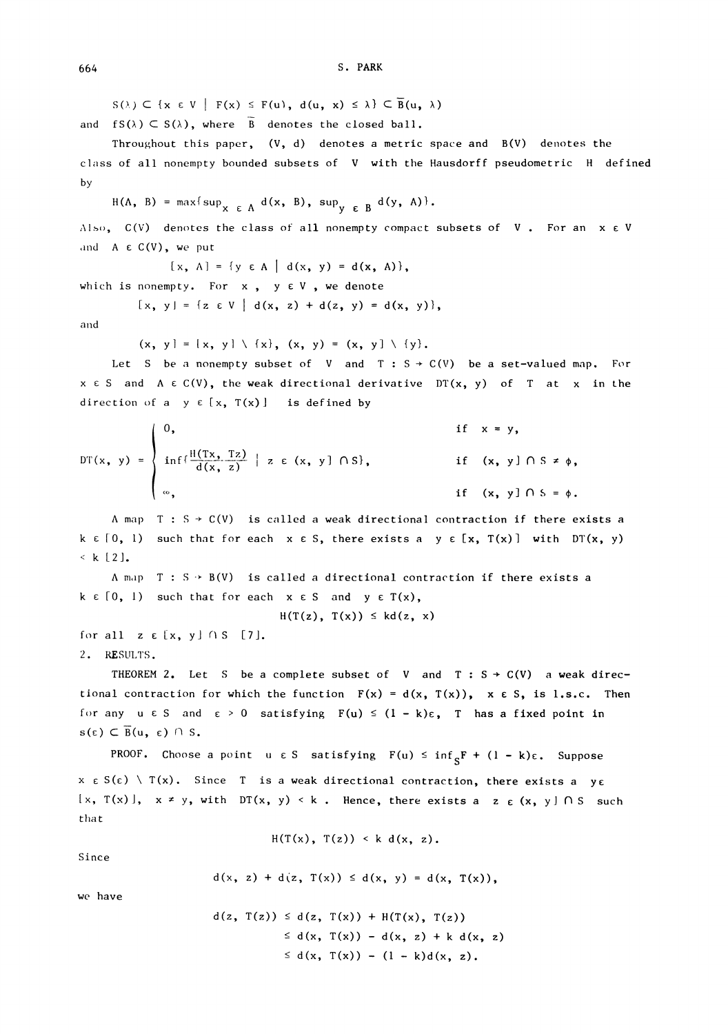$$S(\lambda) \subset \{x \in V \mid F(x) \le F(u),\ d(u, x) \le \lambda\} \subset \bar{B}(u, \lambda)$$

and $fS(\lambda) \subset S(\lambda)$, where $\bar{B}$ denotes the closed ball.

Throughout this paper, $(V, d)$ denotes a metric space and $B(V)$ denotes the class of all nonempty bounded subsets of $V$ with the Hausdorff pseudometric $H$ defined by

$$H(A, B) = \max\{\sup_{x \in A} d(x, B),\ \sup_{y \in B} d(y, A)\}.$$

Also, $C(V)$ denotes the class of all nonempty compact subsets of $V$. For an $x \in V$ and $A \in C(V)$, we put

$$[x, A] = \{y \in A \mid d(x, y) = d(x, A)\},$$

which is nonempty. For $x$, $y \in V$, we denote

$$[x, y] = \{z \in V \mid d(x, z) + d(z, y) = d(x, y)\},$$

and

$$(x, y] = [x, y] \setminus \{x\},\ (x, y) = (x, y] \setminus \{y\}.$$

Let $S$ be a nonempty subset of $V$ and $T : S \to C(V)$ be a set-valued map. For $x \in S$ and $A \in C(V)$, the weak directional derivative $DT(x, y)$ of $T$ at $x$ in the direction of a $y \in [x, T(x)]$ is defined by

$$DT(x, y) = \begin{cases} 0, & \text{if } x = y, \\ \inf\{\frac{H(Tx,\ Tz)}{d(x,\ z)} \mid z \in (x, y] \cap S\}, & \text{if } (x, y] \cap S \ne \phi, \\ \infty, & \text{if } (x, y] \cap S = \phi. \end{cases}$$

A map $T : S \to C(V)$ is called a weak directional contraction if there exists a $k \in [0, 1)$ such that for each $x \in S$, there exists a $y \in [x, T(x)]$ with $DT(x, y) < k$ [2].

A map $T : S \to B(V)$ is called a directional contraction if there exists a $k \in [0, 1)$ such that for each $x \in S$ and $y \in T(x)$,

$$H(T(z), T(x)) \le kd(z, x)$$

for all $z \in [x, y] \cap S$ [7].

## 2. RESULTS.

THEOREM 2. Let $S$ be a complete subset of $V$ and $T : S \to C(V)$ a weak directional contraction for which the function $F(x) = d(x, T(x))$, $x \in S$, is l.s.c. Then for any $u \in S$ and $\varepsilon > 0$ satisfying $F(u) \le (1 - k)\varepsilon$, $T$ has a fixed point in $s(\varepsilon) \subset \bar{B}(u, \varepsilon) \cap S$.

PROOF. Choose a point $u \in S$ satisfying $F(u) \le \inf_S F + (1 - k)\varepsilon$. Suppose $x \in S(\varepsilon) \setminus T(x)$. Since $T$ is a weak directional contraction, there exists a $y \in [x, T(x)]$, $x \ne y$, with $DT(x, y) < k$. Hence, there exists a $z \in (x, y] \cap S$ such that

$$H(T(x), T(z)) < k\, d(x, z).$$

Since

$$d(x, z) + d(z, T(x)) \le d(x, y) = d(x, T(x)),$$

we have

$$\begin{aligned} d(z, T(z)) &\le d(z, T(x)) + H(T(x), T(z)) \\ &\le d(x, T(x)) - d(x, z) + k\, d(x, z) \\ &\le d(x, T(x)) - (1 - k)d(x, z). \end{aligned}$$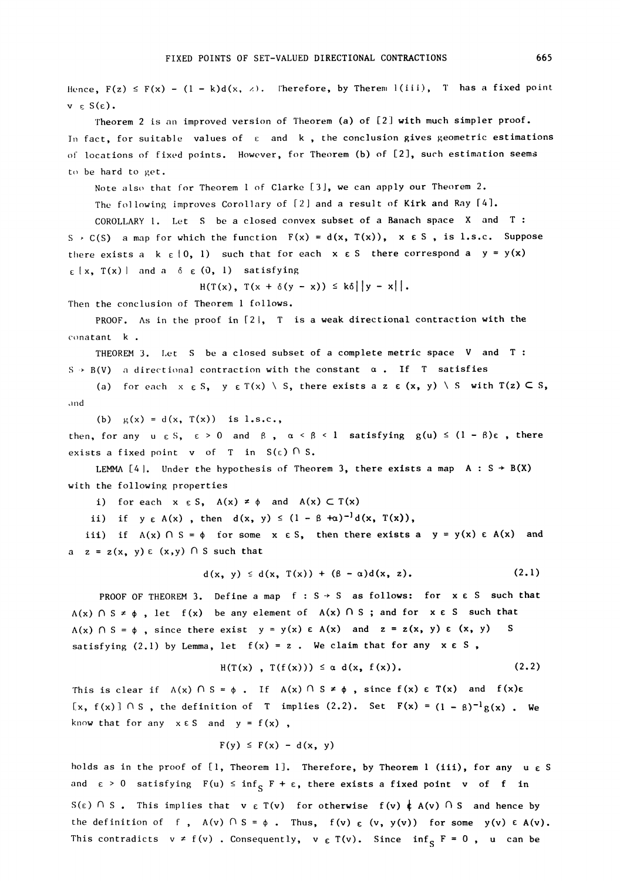Hence, $F(z) \leq F(x) - (1 - k)d(x, z)$. Therefore, by Therem 1(iii), $T$ has a fixed point $v \in S(\varepsilon)$.

Theorem 2 is an improved version of Theorem (a) of [2] with much simpler proof. In fact, for suitable values of $\varepsilon$ and $k$, the conclusion gives geometric estimations of locations of fixed points. However, for Theorem (b) of [2], such estimation seems to be hard to get.

Note also that for Theorem 1 of Clarke [3], we can apply our Theorem 2.

The following improves Corollary of [2] and a result of Kirk and Ray [4].

COROLLARY 1. Let $S$ be a closed convex subset of a Banach space $X$ and $T : S \to C(S)$ a map for which the function $F(x) = d(x, T(x))$, $x \in S$, is l.s.c. Suppose there exists a $k \in [0, 1)$ such that for each $x \in S$ there correspond a $y = y(x) \in [x, T(x)]$ and a $\delta \in (0, 1)$ satisfying

$$H(T(x), T(x + \delta(y - x)) \leq k\delta||y - x||.$$

Then the conclusion of Theorem 1 follows.

PROOF. As in the proof in [2], $T$ is a weak directional contraction with the conatant $k$.

THEOREM 3. Let $S$ be a closed subset of a complete metric space $V$ and $T : S \to B(V)$ a directional contraction with the constant $\alpha$. If $T$ satisfies

(a) for each $x \in S$, $y \in T(x) \setminus S$, there exists a $z \in (x, y) \setminus S$ with $T(z) \subset S$, and

(b) $g(x) = d(x, T(x))$ is l.s.c.,

then, for any $u \in S$, $\varepsilon > 0$ and $\beta$, $\alpha < \beta < 1$ satisfying $g(u) \leq (1 - \beta)\varepsilon$, there exists a fixed point $v$ of $T$ in $S(\varepsilon) \cap S$.

LEMMA [4]. Under the hypothesis of Theorem 3, there exists a map $A : S \to B(X)$ with the following properties

i) for each $x \in S$, $A(x) \neq \phi$ and $A(x) \subset T(x)$

ii) if $y \in A(x)$, then $d(x, y) \leq (1 - \beta + \alpha)^{-1}d(x, T(x))$,

iii) if $A(x) \cap S = \phi$ for some $x \in S$, then there exists a $y = y(x) \in A(x)$ and a $z = z(x, y) \in (x,y) \cap S$ such that

$$d(x, y) \leq d(x, T(x)) + (\beta - \alpha)d(x, z). \tag{2.1}$$

PROOF OF THEOREM 3. Define a map $f : S \to S$ as follows: for $x \in S$ such that $A(x) \cap S \neq \phi$, let $f(x)$ be any element of $A(x) \cap S$; and for $x \in S$ such that $A(x) \cap S = \phi$, since there exist $y = y(x) \in A(x)$ and $z = z(x, y) \in (x, y)$ $S$ satisfying (2.1) by Lemma, let $f(x) = z$. We claim that for any $x \in S$,

$$H(T(x) , T(f(x))) \leq \alpha \, d(x, f(x)). \tag{2.2}$$

This is clear if $A(x) \cap S = \phi$. If $A(x) \cap S \neq \phi$, since $f(x) \in T(x)$ and $f(x) \in [x, f(x)] \cap S$, the definition of $T$ implies (2.2). Set $F(x) = (1 - \beta)^{-1}g(x)$. We know that for any $x \in S$ and $y = f(x)$,

$$F(y) \leq F(x) - d(x, y)$$

holds as in the proof of [1, Theorem 1]. Therefore, by Theorem 1 (iii), for any $u \in S$ and $\varepsilon > 0$ satisfying $F(u) \leq \inf_S F + \varepsilon$, there exists a fixed point $v$ of $f$ in $S(\varepsilon) \cap S$. This implies that $v \in T(v)$ for otherwise $f(v) \notin A(v) \cap S$ and hence by the definition of $f$, $A(v) \cap S = \phi$. Thus, $f(v) \in (v, y(v))$ for some $y(v) \in A(v)$. This contradicts $v \neq f(v)$. Consequently, $v \in T(v)$. Since $\inf_S F = 0$, $u$ can be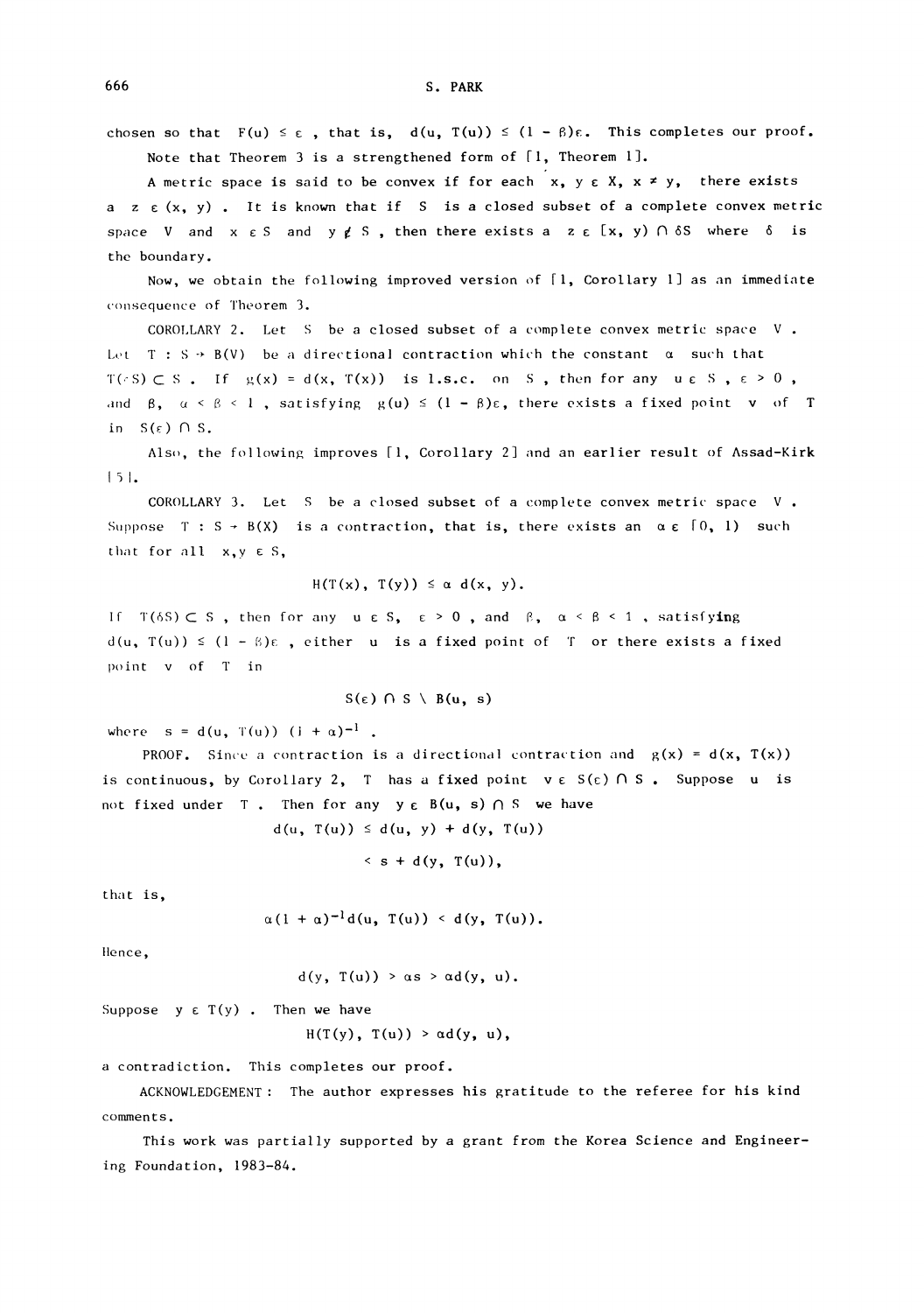chosen so that $F(u) \leq \varepsilon$, that is, $d(u, T(u)) \leq (1 - \beta)\varepsilon$. This completes our proof.

Note that Theorem 3 is a strengthened form of [1, Theorem 1].

A metric space is said to be convex if for each $x, y \in X$, $x \neq y$, there exists a $z \in (x, y)$. It is known that if $S$ is a closed subset of a complete convex metric space $V$ and $x \in S$ and $y \notin S$, then there exists a $z \in [x, y) \cap \delta S$ where $\delta$ is the boundary.

Now, we obtain the following improved version of [1, Corollary 1] as an immediate consequence of Theorem 3.

COROLLARY 2. Let $S$ be a closed subset of a complete convex metric space $V$. Let $T : S \to B(V)$ be a directional contraction which the constant $\alpha$ such that $T(\delta S) \subset S$. If $g(x) = d(x, T(x))$ is l.s.c. on $S$, then for any $u \in S$, $\varepsilon > 0$, and $\beta$, $\alpha < \beta < 1$, satisfying $g(u) \leq (1 - \beta)\varepsilon$, there exists a fixed point $v$ of $T$ in $S(\varepsilon) \cap S$.

Also, the following improves [1, Corollary 2] and an earlier result of Assad-Kirk [5].

COROLLARY 3. Let $S$ be a closed subset of a complete convex metric space $V$. Suppose $T : S \to B(X)$ is a contraction, that is, there exists an $\alpha \in [0, 1)$ such that for all $x, y \in S$,

$$H(T(x), T(y)) \leq \alpha\, d(x, y).$$

If $T(\delta S) \subset S$, then for any $u \in S$, $\varepsilon > 0$, and $\beta$, $\alpha < \beta < 1$, satisfying $d(u, T(u)) \leq (1 - \beta)\varepsilon$, either $u$ is a fixed point of $T$ or there exists a fixed point $v$ of $T$ in

$$S(\varepsilon) \cap S \setminus B(u, s)$$

where $s = d(u, T(u))\,(1 + \alpha)^{-1}$.

PROOF. Since a contraction is a directional contraction and $g(x) = d(x, T(x))$ is continuous, by Corollary 2, $T$ has a fixed point $v \in S(\varepsilon) \cap S$. Suppose $u$ is not fixed under $T$. Then for any $y \in B(u, s) \cap S$ we have

$$d(u, T(u)) \leq d(u, y) + d(y, T(u))$$

$$< s + d(y, T(u)),$$

that is,

$$\alpha(1 + \alpha)^{-1} d(u, T(u)) < d(y, T(u)).$$

Hence,

$$d(y, T(u)) > \alpha s > \alpha d(y, u).$$

Suppose $y \in T(y)$. Then we have

$$H(T(y), T(u)) > \alpha d(y, u),$$

a contradiction. This completes our proof.

ACKNOWLEDGEMENT: The author expresses his gratitude to the referee for his kind comments.

This work was partially supported by a grant from the Korea Science and Engineering Foundation, 1983-84.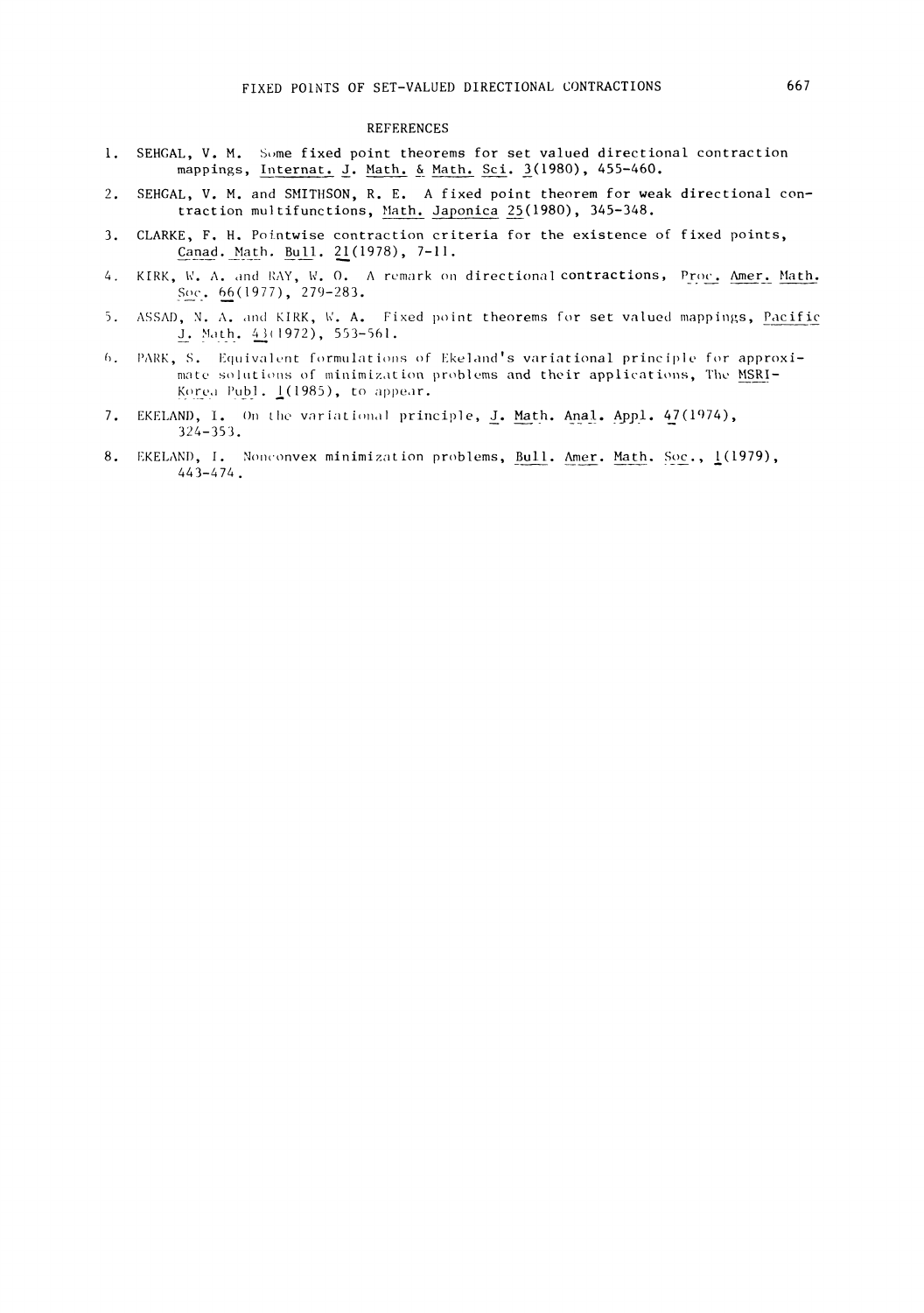## REFERENCES

1. SEHGAL, V. M. Some fixed point theorems for set valued directional contraction mappings, Internat. J. Math. & Math. Sci. 3(1980), 455-460.
2. SEHGAL, V. M. and SMITHSON, R. E. A fixed point theorem for weak directional contraction multifunctions, Math. Japonica 25(1980), 345-348.
3. CLARKE, F. H. Pointwise contraction criteria for the existence of fixed points, Canad. Math. Bull. 21(1978), 7-11.
4. KIRK, W. A. and RAY, W. O. A remark on directional contractions, Proc. Amer. Math. Soc. 66(1977), 279-283.
5. ASSAD, N. A. and KIRK, W. A. Fixed point theorems for set valued mappings, Pacific J. Math. 43(1972), 553-561.
6. PARK, S. Equivalent formulations of Ekeland's variational principle for approximate solutions of minimization problems and their applications, The MSRI-Korea Publ. 1(1985), to appear.
7. EKELAND, I. On the variational principle, J. Math. Anal. Appl. 47(1974), 324-353.
8. EKELAND, I. Nonconvex minimization problems, Bull. Amer. Math. Soc., 1(1979), 443-474.